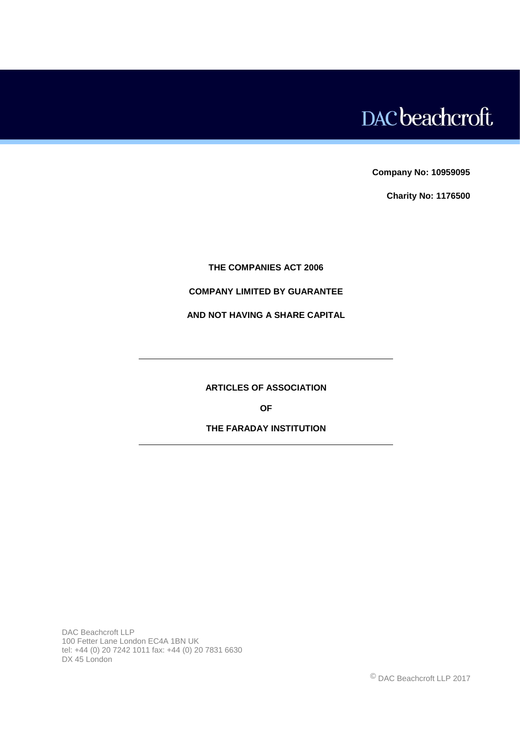DAC beachcroft

**Company No: 10959095**

**Charity No: 1176500**

**THE COMPANIES ACT 2006**

**COMPANY LIMITED BY GUARANTEE**

**AND NOT HAVING A SHARE CAPITAL**

---

# ARTICLES OF ASSOCIATION

# OF

# THE FARADAY INSTITUTION

---

DAC Beachcroft LLP
100 Fetter Lane London EC4A 1BN UK
tel: +44 (0) 20 7242 1011 fax: +44 (0) 20 7831 6630
DX 45 London

© DAC Beachcroft LLP 2017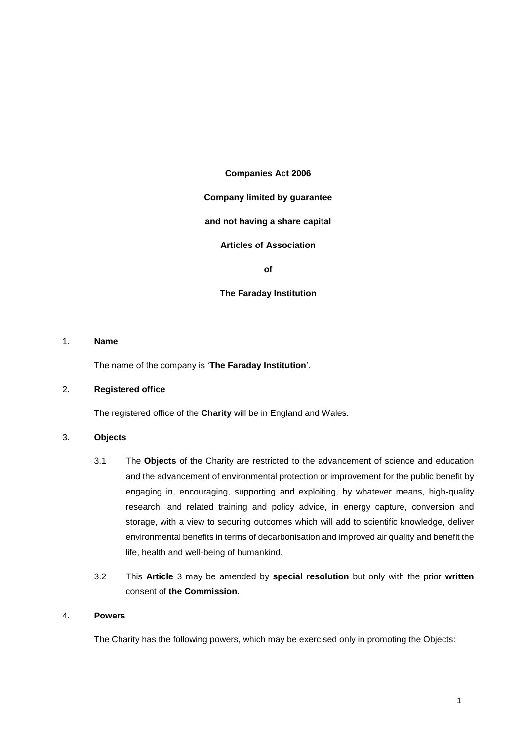**Companies Act 2006**

**Company limited by guarantee**

**and not having a share capital**

**Articles of Association**

**of**

**The Faraday Institution**

1. **Name**

   The name of the company is '**The Faraday Institution**'.

2. **Registered office**

   The registered office of the **Charity** will be in England and Wales.

3. **Objects**

   3.1 The **Objects** of the Charity are restricted to the advancement of science and education and the advancement of environmental protection or improvement for the public benefit by engaging in, encouraging, supporting and exploiting, by whatever means, high-quality research, and related training and policy advice, in energy capture, conversion and storage, with a view to securing outcomes which will add to scientific knowledge, deliver environmental benefits in terms of decarbonisation and improved air quality and benefit the life, health and well-being of humankind.

   3.2 This **Article** 3 may be amended by **special resolution** but only with the prior **written** consent of **the Commission**.

4. **Powers**

   The Charity has the following powers, which may be exercised only in promoting the Objects: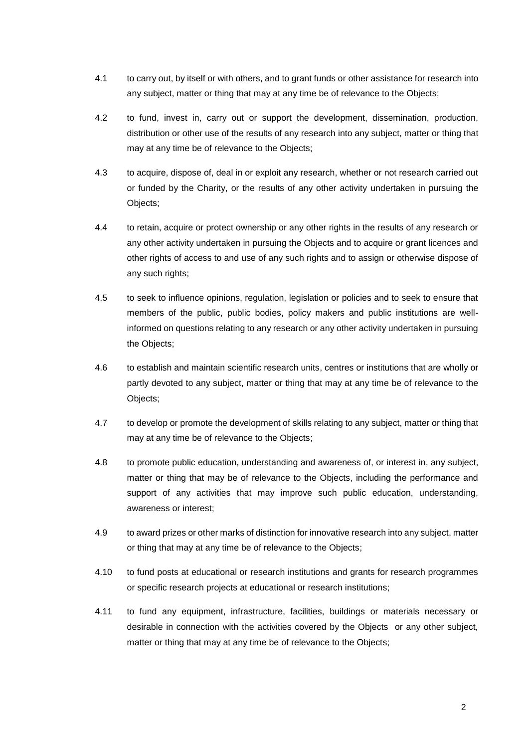4.1 to carry out, by itself or with others, and to grant funds or other assistance for research into any subject, matter or thing that may at any time be of relevance to the Objects;

4.2 to fund, invest in, carry out or support the development, dissemination, production, distribution or other use of the results of any research into any subject, matter or thing that may at any time be of relevance to the Objects;

4.3 to acquire, dispose of, deal in or exploit any research, whether or not research carried out or funded by the Charity, or the results of any other activity undertaken in pursuing the Objects;

4.4 to retain, acquire or protect ownership or any other rights in the results of any research or any other activity undertaken in pursuing the Objects and to acquire or grant licences and other rights of access to and use of any such rights and to assign or otherwise dispose of any such rights;

4.5 to seek to influence opinions, regulation, legislation or policies and to seek to ensure that members of the public, public bodies, policy makers and public institutions are well-informed on questions relating to any research or any other activity undertaken in pursuing the Objects;

4.6 to establish and maintain scientific research units, centres or institutions that are wholly or partly devoted to any subject, matter or thing that may at any time be of relevance to the Objects;

4.7 to develop or promote the development of skills relating to any subject, matter or thing that may at any time be of relevance to the Objects;

4.8 to promote public education, understanding and awareness of, or interest in, any subject, matter or thing that may be of relevance to the Objects, including the performance and support of any activities that may improve such public education, understanding, awareness or interest;

4.9 to award prizes or other marks of distinction for innovative research into any subject, matter or thing that may at any time be of relevance to the Objects;

4.10 to fund posts at educational or research institutions and grants for research programmes or specific research projects at educational or research institutions;

4.11 to fund any equipment, infrastructure, facilities, buildings or materials necessary or desirable in connection with the activities covered by the Objects or any other subject, matter or thing that may at any time be of relevance to the Objects;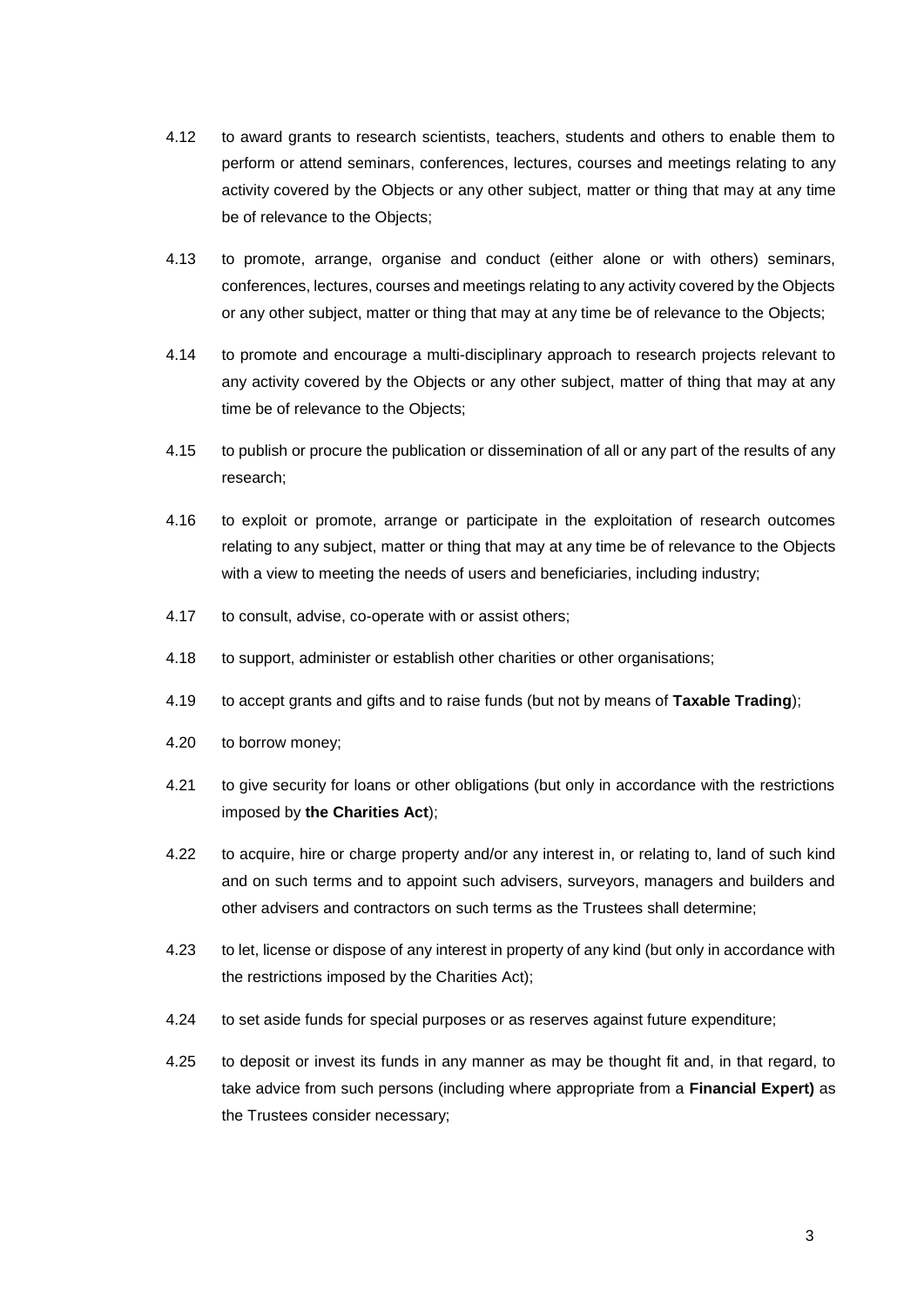4.12 to award grants to research scientists, teachers, students and others to enable them to perform or attend seminars, conferences, lectures, courses and meetings relating to any activity covered by the Objects or any other subject, matter or thing that may at any time be of relevance to the Objects;

4.13 to promote, arrange, organise and conduct (either alone or with others) seminars, conferences, lectures, courses and meetings relating to any activity covered by the Objects or any other subject, matter or thing that may at any time be of relevance to the Objects;

4.14 to promote and encourage a multi-disciplinary approach to research projects relevant to any activity covered by the Objects or any other subject, matter of thing that may at any time be of relevance to the Objects;

4.15 to publish or procure the publication or dissemination of all or any part of the results of any research;

4.16 to exploit or promote, arrange or participate in the exploitation of research outcomes relating to any subject, matter or thing that may at any time be of relevance to the Objects with a view to meeting the needs of users and beneficiaries, including industry;

4.17 to consult, advise, co-operate with or assist others;

4.18 to support, administer or establish other charities or other organisations;

4.19 to accept grants and gifts and to raise funds (but not by means of **Taxable Trading**);

4.20 to borrow money;

4.21 to give security for loans or other obligations (but only in accordance with the restrictions imposed by **the Charities Act**);

4.22 to acquire, hire or charge property and/or any interest in, or relating to, land of such kind and on such terms and to appoint such advisers, surveyors, managers and builders and other advisers and contractors on such terms as the Trustees shall determine;

4.23 to let, license or dispose of any interest in property of any kind (but only in accordance with the restrictions imposed by the Charities Act);

4.24 to set aside funds for special purposes or as reserves against future expenditure;

4.25 to deposit or invest its funds in any manner as may be thought fit and, in that regard, to take advice from such persons (including where appropriate from a **Financial Expert)** as the Trustees consider necessary;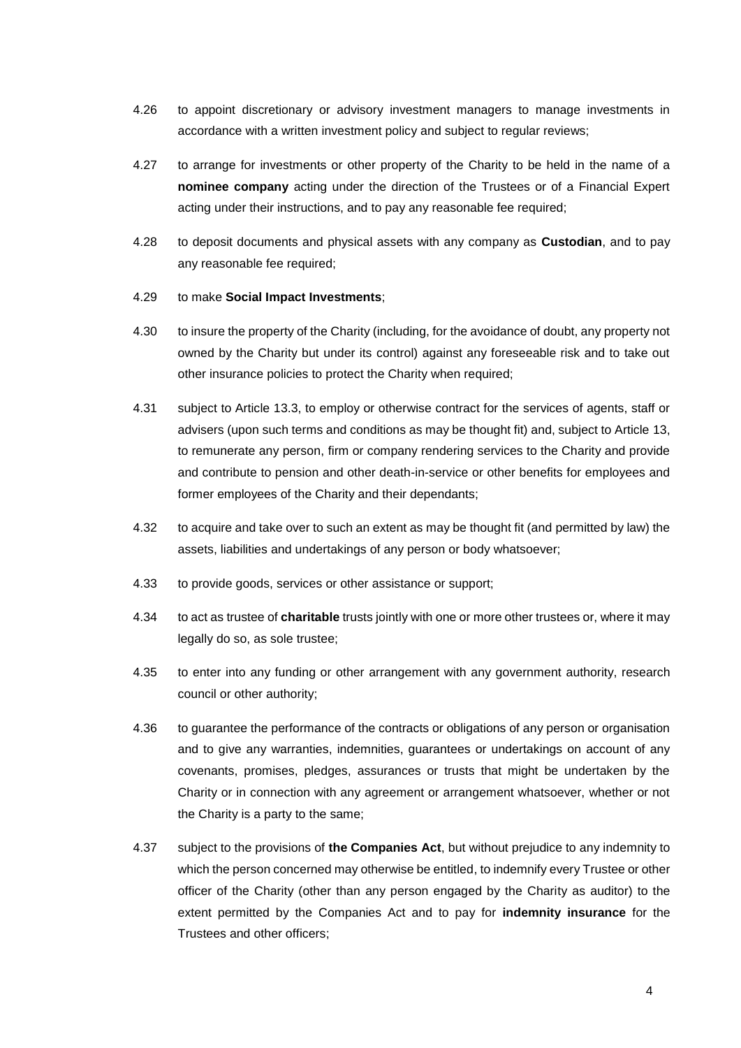4.26 to appoint discretionary or advisory investment managers to manage investments in accordance with a written investment policy and subject to regular reviews;

4.27 to arrange for investments or other property of the Charity to be held in the name of a **nominee company** acting under the direction of the Trustees or of a Financial Expert acting under their instructions, and to pay any reasonable fee required;

4.28 to deposit documents and physical assets with any company as **Custodian**, and to pay any reasonable fee required;

4.29 to make **Social Impact Investments**;

4.30 to insure the property of the Charity (including, for the avoidance of doubt, any property not owned by the Charity but under its control) against any foreseeable risk and to take out other insurance policies to protect the Charity when required;

4.31 subject to Article 13.3, to employ or otherwise contract for the services of agents, staff or advisers (upon such terms and conditions as may be thought fit) and, subject to Article 13, to remunerate any person, firm or company rendering services to the Charity and provide and contribute to pension and other death-in-service or other benefits for employees and former employees of the Charity and their dependants;

4.32 to acquire and take over to such an extent as may be thought fit (and permitted by law) the assets, liabilities and undertakings of any person or body whatsoever;

4.33 to provide goods, services or other assistance or support;

4.34 to act as trustee of **charitable** trusts jointly with one or more other trustees or, where it may legally do so, as sole trustee;

4.35 to enter into any funding or other arrangement with any government authority, research council or other authority;

4.36 to guarantee the performance of the contracts or obligations of any person or organisation and to give any warranties, indemnities, guarantees or undertakings on account of any covenants, promises, pledges, assurances or trusts that might be undertaken by the Charity or in connection with any agreement or arrangement whatsoever, whether or not the Charity is a party to the same;

4.37 subject to the provisions of **the Companies Act**, but without prejudice to any indemnity to which the person concerned may otherwise be entitled, to indemnify every Trustee or other officer of the Charity (other than any person engaged by the Charity as auditor) to the extent permitted by the Companies Act and to pay for **indemnity insurance** for the Trustees and other officers;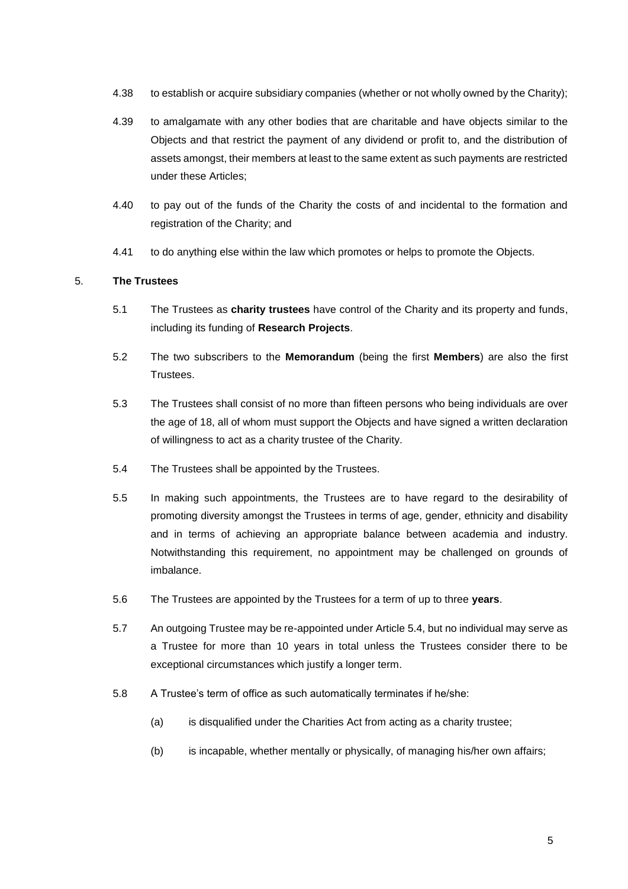4.38 to establish or acquire subsidiary companies (whether or not wholly owned by the Charity);

4.39 to amalgamate with any other bodies that are charitable and have objects similar to the Objects and that restrict the payment of any dividend or profit to, and the distribution of assets amongst, their members at least to the same extent as such payments are restricted under these Articles;

4.40 to pay out of the funds of the Charity the costs of and incidental to the formation and registration of the Charity; and

4.41 to do anything else within the law which promotes or helps to promote the Objects.

5. **The Trustees**

5.1 The Trustees as **charity trustees** have control of the Charity and its property and funds, including its funding of **Research Projects**.

5.2 The two subscribers to the **Memorandum** (being the first **Members**) are also the first Trustees.

5.3 The Trustees shall consist of no more than fifteen persons who being individuals are over the age of 18, all of whom must support the Objects and have signed a written declaration of willingness to act as a charity trustee of the Charity.

5.4 The Trustees shall be appointed by the Trustees.

5.5 In making such appointments, the Trustees are to have regard to the desirability of promoting diversity amongst the Trustees in terms of age, gender, ethnicity and disability and in terms of achieving an appropriate balance between academia and industry. Notwithstanding this requirement, no appointment may be challenged on grounds of imbalance.

5.6 The Trustees are appointed by the Trustees for a term of up to three **years**.

5.7 An outgoing Trustee may be re-appointed under Article 5.4, but no individual may serve as a Trustee for more than 10 years in total unless the Trustees consider there to be exceptional circumstances which justify a longer term.

5.8 A Trustee's term of office as such automatically terminates if he/she:

(a) is disqualified under the Charities Act from acting as a charity trustee;

(b) is incapable, whether mentally or physically, of managing his/her own affairs;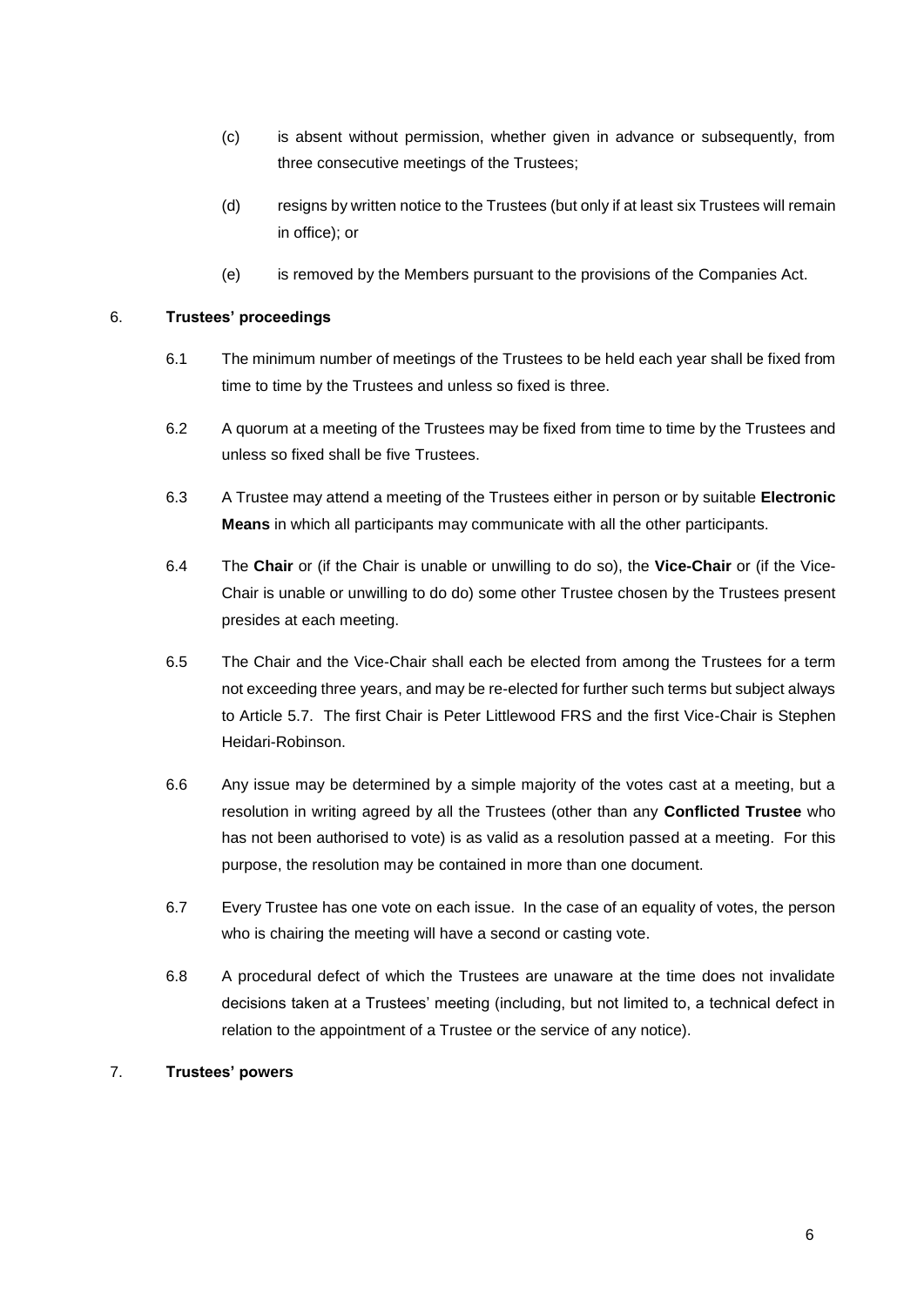(c) is absent without permission, whether given in advance or subsequently, from three consecutive meetings of the Trustees;

(d) resigns by written notice to the Trustees (but only if at least six Trustees will remain in office); or

(e) is removed by the Members pursuant to the provisions of the Companies Act.

## 6. Trustees' proceedings

6.1 The minimum number of meetings of the Trustees to be held each year shall be fixed from time to time by the Trustees and unless so fixed is three.

6.2 A quorum at a meeting of the Trustees may be fixed from time to time by the Trustees and unless so fixed shall be five Trustees.

6.3 A Trustee may attend a meeting of the Trustees either in person or by suitable **Electronic Means** in which all participants may communicate with all the other participants.

6.4 The **Chair** or (if the Chair is unable or unwilling to do so), the **Vice-Chair** or (if the Vice-Chair is unable or unwilling to do do) some other Trustee chosen by the Trustees present presides at each meeting.

6.5 The Chair and the Vice-Chair shall each be elected from among the Trustees for a term not exceeding three years, and may be re-elected for further such terms but subject always to Article 5.7. The first Chair is Peter Littlewood FRS and the first Vice-Chair is Stephen Heidari-Robinson.

6.6 Any issue may be determined by a simple majority of the votes cast at a meeting, but a resolution in writing agreed by all the Trustees (other than any **Conflicted Trustee** who has not been authorised to vote) is as valid as a resolution passed at a meeting. For this purpose, the resolution may be contained in more than one document.

6.7 Every Trustee has one vote on each issue. In the case of an equality of votes, the person who is chairing the meeting will have a second or casting vote.

6.8 A procedural defect of which the Trustees are unaware at the time does not invalidate decisions taken at a Trustees' meeting (including, but not limited to, a technical defect in relation to the appointment of a Trustee or the service of any notice).

## 7. Trustees' powers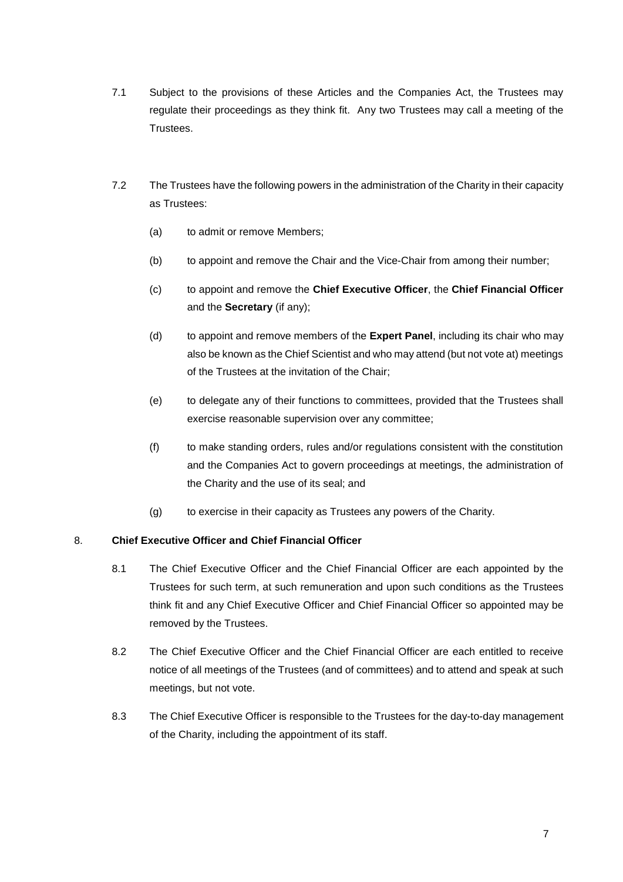7.1 Subject to the provisions of these Articles and the Companies Act, the Trustees may regulate their proceedings as they think fit. Any two Trustees may call a meeting of the Trustees.

7.2 The Trustees have the following powers in the administration of the Charity in their capacity as Trustees:

(a) to admit or remove Members;

(b) to appoint and remove the Chair and the Vice-Chair from among their number;

(c) to appoint and remove the **Chief Executive Officer**, the **Chief Financial Officer** and the **Secretary** (if any);

(d) to appoint and remove members of the **Expert Panel**, including its chair who may also be known as the Chief Scientist and who may attend (but not vote at) meetings of the Trustees at the invitation of the Chair;

(e) to delegate any of their functions to committees, provided that the Trustees shall exercise reasonable supervision over any committee;

(f) to make standing orders, rules and/or regulations consistent with the constitution and the Companies Act to govern proceedings at meetings, the administration of the Charity and the use of its seal; and

(g) to exercise in their capacity as Trustees any powers of the Charity.

## 8. Chief Executive Officer and Chief Financial Officer

8.1 The Chief Executive Officer and the Chief Financial Officer are each appointed by the Trustees for such term, at such remuneration and upon such conditions as the Trustees think fit and any Chief Executive Officer and Chief Financial Officer so appointed may be removed by the Trustees.

8.2 The Chief Executive Officer and the Chief Financial Officer are each entitled to receive notice of all meetings of the Trustees (and of committees) and to attend and speak at such meetings, but not vote.

8.3 The Chief Executive Officer is responsible to the Trustees for the day-to-day management of the Charity, including the appointment of its staff.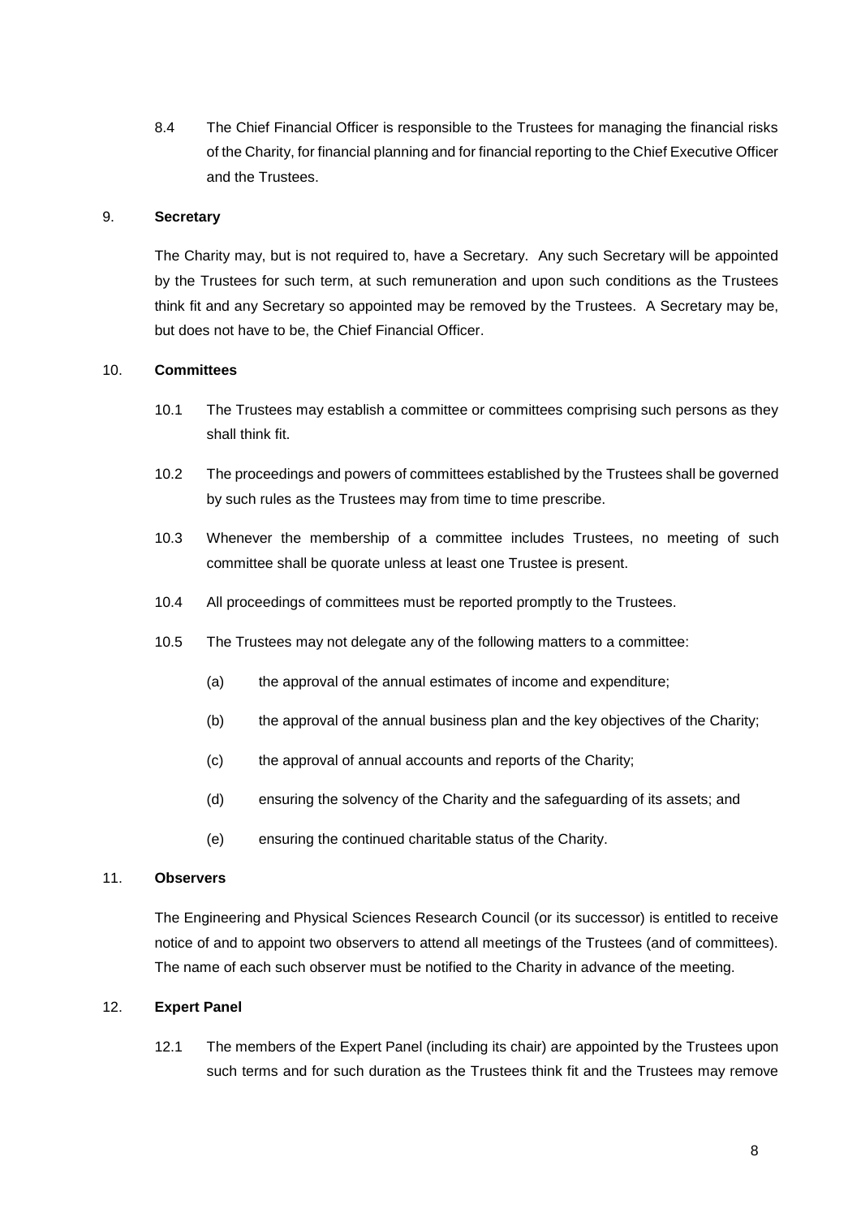8.4 The Chief Financial Officer is responsible to the Trustees for managing the financial risks of the Charity, for financial planning and for financial reporting to the Chief Executive Officer and the Trustees.

9. **Secretary**

The Charity may, but is not required to, have a Secretary. Any such Secretary will be appointed by the Trustees for such term, at such remuneration and upon such conditions as the Trustees think fit and any Secretary so appointed may be removed by the Trustees. A Secretary may be, but does not have to be, the Chief Financial Officer.

10. **Committees**

10.1 The Trustees may establish a committee or committees comprising such persons as they shall think fit.

10.2 The proceedings and powers of committees established by the Trustees shall be governed by such rules as the Trustees may from time to time prescribe.

10.3 Whenever the membership of a committee includes Trustees, no meeting of such committee shall be quorate unless at least one Trustee is present.

10.4 All proceedings of committees must be reported promptly to the Trustees.

10.5 The Trustees may not delegate any of the following matters to a committee:

(a) the approval of the annual estimates of income and expenditure;

(b) the approval of the annual business plan and the key objectives of the Charity;

(c) the approval of annual accounts and reports of the Charity;

(d) ensuring the solvency of the Charity and the safeguarding of its assets; and

(e) ensuring the continued charitable status of the Charity.

11. **Observers**

The Engineering and Physical Sciences Research Council (or its successor) is entitled to receive notice of and to appoint two observers to attend all meetings of the Trustees (and of committees). The name of each such observer must be notified to the Charity in advance of the meeting.

12. **Expert Panel**

12.1 The members of the Expert Panel (including its chair) are appointed by the Trustees upon such terms and for such duration as the Trustees think fit and the Trustees may remove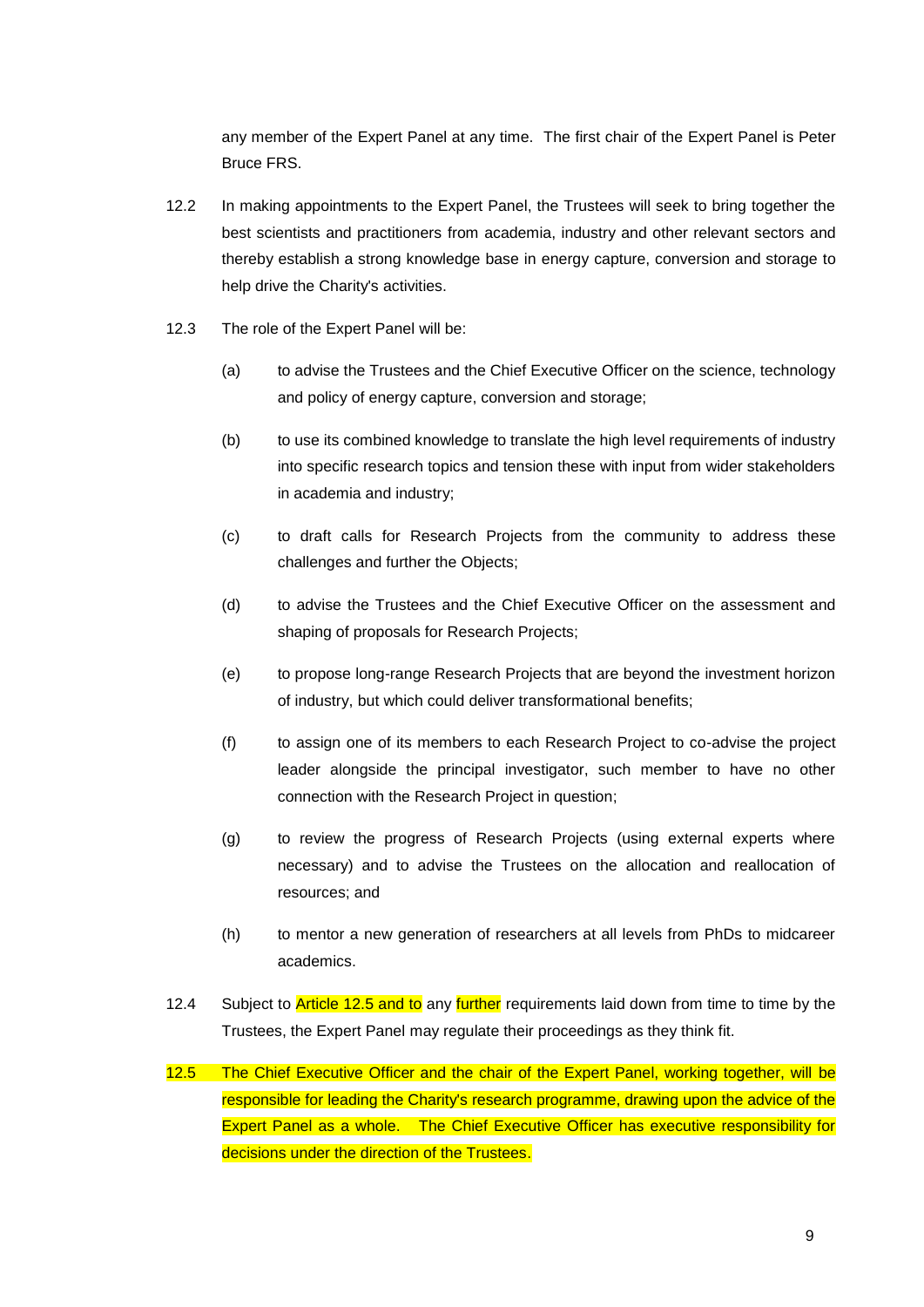any member of the Expert Panel at any time. The first chair of the Expert Panel is Peter Bruce FRS.

12.2 In making appointments to the Expert Panel, the Trustees will seek to bring together the best scientists and practitioners from academia, industry and other relevant sectors and thereby establish a strong knowledge base in energy capture, conversion and storage to help drive the Charity's activities.

12.3 The role of the Expert Panel will be:

(a) to advise the Trustees and the Chief Executive Officer on the science, technology and policy of energy capture, conversion and storage;

(b) to use its combined knowledge to translate the high level requirements of industry into specific research topics and tension these with input from wider stakeholders in academia and industry;

(c) to draft calls for Research Projects from the community to address these challenges and further the Objects;

(d) to advise the Trustees and the Chief Executive Officer on the assessment and shaping of proposals for Research Projects;

(e) to propose long-range Research Projects that are beyond the investment horizon of industry, but which could deliver transformational benefits;

(f) to assign one of its members to each Research Project to co-advise the project leader alongside the principal investigator, such member to have no other connection with the Research Project in question;

(g) to review the progress of Research Projects (using external experts where necessary) and to advise the Trustees on the allocation and reallocation of resources; and

(h) to mentor a new generation of researchers at all levels from PhDs to midcareer academics.

12.4 Subject to Article 12.5 and to any further requirements laid down from time to time by the Trustees, the Expert Panel may regulate their proceedings as they think fit.

12.5 The Chief Executive Officer and the chair of the Expert Panel, working together, will be responsible for leading the Charity's research programme, drawing upon the advice of the Expert Panel as a whole. The Chief Executive Officer has executive responsibility for decisions under the direction of the Trustees.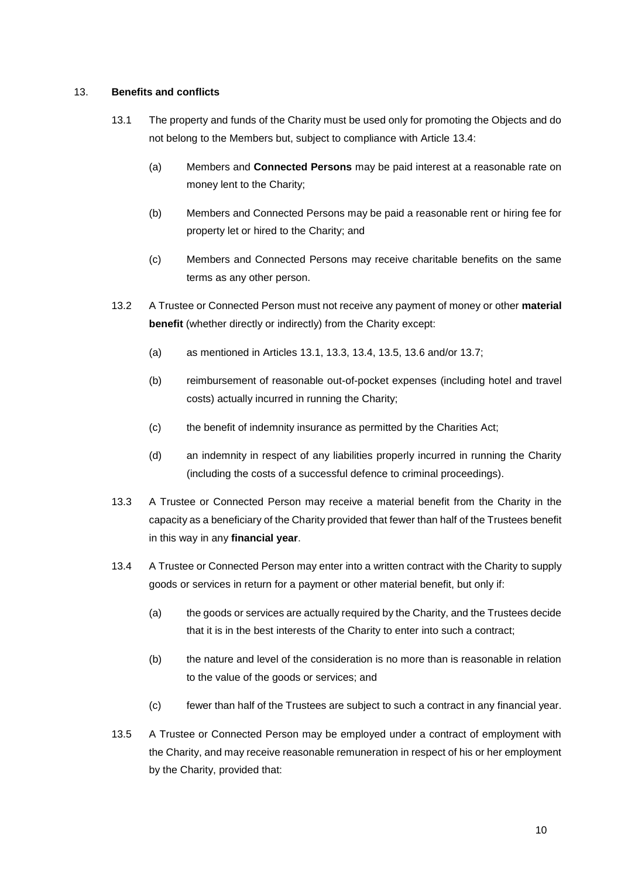13. **Benefits and conflicts**

13.1 The property and funds of the Charity must be used only for promoting the Objects and do not belong to the Members but, subject to compliance with Article 13.4:

(a) Members and **Connected Persons** may be paid interest at a reasonable rate on money lent to the Charity;

(b) Members and Connected Persons may be paid a reasonable rent or hiring fee for property let or hired to the Charity; and

(c) Members and Connected Persons may receive charitable benefits on the same terms as any other person.

13.2 A Trustee or Connected Person must not receive any payment of money or other **material benefit** (whether directly or indirectly) from the Charity except:

(a) as mentioned in Articles 13.1, 13.3, 13.4, 13.5, 13.6 and/or 13.7;

(b) reimbursement of reasonable out-of-pocket expenses (including hotel and travel costs) actually incurred in running the Charity;

(c) the benefit of indemnity insurance as permitted by the Charities Act;

(d) an indemnity in respect of any liabilities properly incurred in running the Charity (including the costs of a successful defence to criminal proceedings).

13.3 A Trustee or Connected Person may receive a material benefit from the Charity in the capacity as a beneficiary of the Charity provided that fewer than half of the Trustees benefit in this way in any **financial year**.

13.4 A Trustee or Connected Person may enter into a written contract with the Charity to supply goods or services in return for a payment or other material benefit, but only if:

(a) the goods or services are actually required by the Charity, and the Trustees decide that it is in the best interests of the Charity to enter into such a contract;

(b) the nature and level of the consideration is no more than is reasonable in relation to the value of the goods or services; and

(c) fewer than half of the Trustees are subject to such a contract in any financial year.

13.5 A Trustee or Connected Person may be employed under a contract of employment with the Charity, and may receive reasonable remuneration in respect of his or her employment by the Charity, provided that: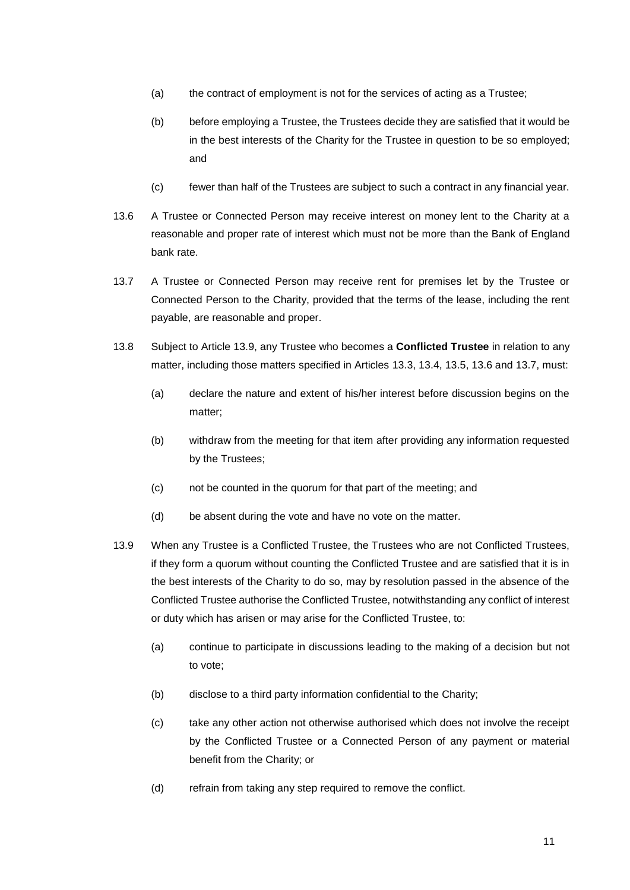(a) the contract of employment is not for the services of acting as a Trustee;

(b) before employing a Trustee, the Trustees decide they are satisfied that it would be in the best interests of the Charity for the Trustee in question to be so employed; and

(c) fewer than half of the Trustees are subject to such a contract in any financial year.

13.6 A Trustee or Connected Person may receive interest on money lent to the Charity at a reasonable and proper rate of interest which must not be more than the Bank of England bank rate.

13.7 A Trustee or Connected Person may receive rent for premises let by the Trustee or Connected Person to the Charity, provided that the terms of the lease, including the rent payable, are reasonable and proper.

13.8 Subject to Article 13.9, any Trustee who becomes a **Conflicted Trustee** in relation to any matter, including those matters specified in Articles 13.3, 13.4, 13.5, 13.6 and 13.7, must:

(a) declare the nature and extent of his/her interest before discussion begins on the matter;

(b) withdraw from the meeting for that item after providing any information requested by the Trustees;

(c) not be counted in the quorum for that part of the meeting; and

(d) be absent during the vote and have no vote on the matter.

13.9 When any Trustee is a Conflicted Trustee, the Trustees who are not Conflicted Trustees, if they form a quorum without counting the Conflicted Trustee and are satisfied that it is in the best interests of the Charity to do so, may by resolution passed in the absence of the Conflicted Trustee authorise the Conflicted Trustee, notwithstanding any conflict of interest or duty which has arisen or may arise for the Conflicted Trustee, to:

(a) continue to participate in discussions leading to the making of a decision but not to vote;

(b) disclose to a third party information confidential to the Charity;

(c) take any other action not otherwise authorised which does not involve the receipt by the Conflicted Trustee or a Connected Person of any payment or material benefit from the Charity; or

(d) refrain from taking any step required to remove the conflict.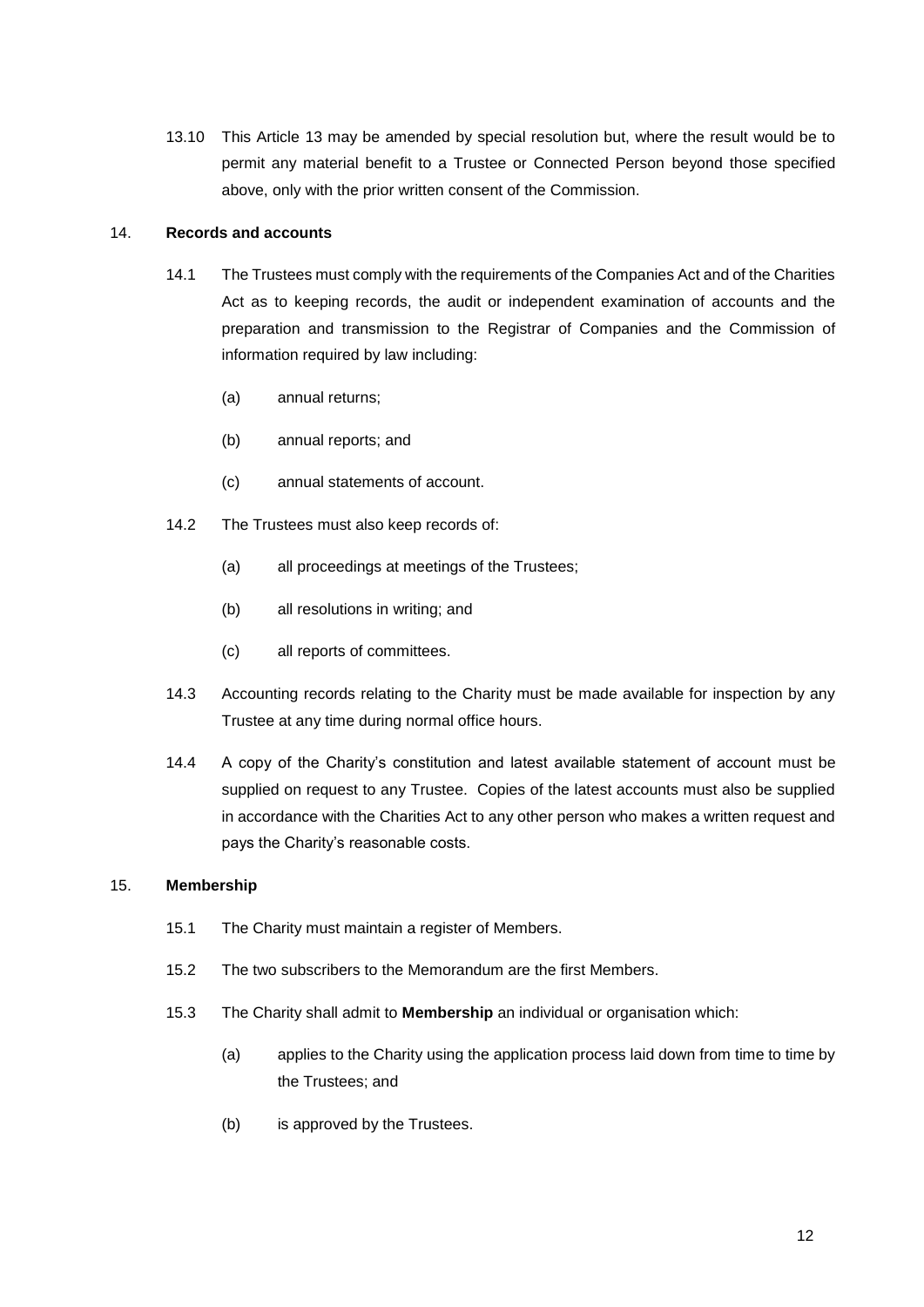13.10 This Article 13 may be amended by special resolution but, where the result would be to permit any material benefit to a Trustee or Connected Person beyond those specified above, only with the prior written consent of the Commission.

## 14. **Records and accounts**

14.1 The Trustees must comply with the requirements of the Companies Act and of the Charities Act as to keeping records, the audit or independent examination of accounts and the preparation and transmission to the Registrar of Companies and the Commission of information required by law including:

(a) annual returns;

(b) annual reports; and

(c) annual statements of account.

14.2 The Trustees must also keep records of:

(a) all proceedings at meetings of the Trustees;

(b) all resolutions in writing; and

(c) all reports of committees.

14.3 Accounting records relating to the Charity must be made available for inspection by any Trustee at any time during normal office hours.

14.4 A copy of the Charity's constitution and latest available statement of account must be supplied on request to any Trustee. Copies of the latest accounts must also be supplied in accordance with the Charities Act to any other person who makes a written request and pays the Charity's reasonable costs.

## 15. **Membership**

15.1 The Charity must maintain a register of Members.

15.2 The two subscribers to the Memorandum are the first Members.

15.3 The Charity shall admit to **Membership** an individual or organisation which:

(a) applies to the Charity using the application process laid down from time to time by the Trustees; and

(b) is approved by the Trustees.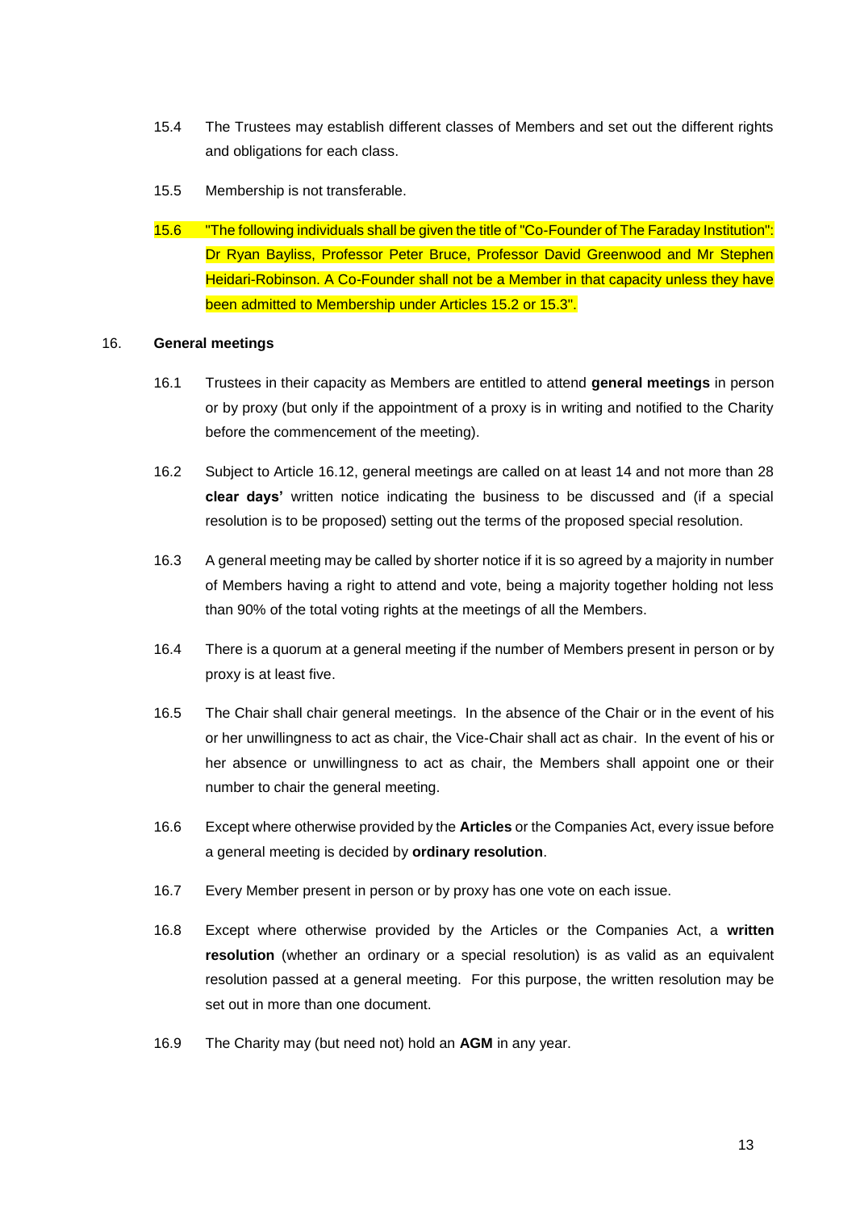15.4 The Trustees may establish different classes of Members and set out the different rights and obligations for each class.

15.5 Membership is not transferable.

15.6 "The following individuals shall be given the title of "Co-Founder of The Faraday Institution": Dr Ryan Bayliss, Professor Peter Bruce, Professor David Greenwood and Mr Stephen Heidari-Robinson. A Co-Founder shall not be a Member in that capacity unless they have been admitted to Membership under Articles 15.2 or 15.3".

16. **General meetings**

16.1 Trustees in their capacity as Members are entitled to attend **general meetings** in person or by proxy (but only if the appointment of a proxy is in writing and notified to the Charity before the commencement of the meeting).

16.2 Subject to Article 16.12, general meetings are called on at least 14 and not more than 28 **clear days'** written notice indicating the business to be discussed and (if a special resolution is to be proposed) setting out the terms of the proposed special resolution.

16.3 A general meeting may be called by shorter notice if it is so agreed by a majority in number of Members having a right to attend and vote, being a majority together holding not less than 90% of the total voting rights at the meetings of all the Members.

16.4 There is a quorum at a general meeting if the number of Members present in person or by proxy is at least five.

16.5 The Chair shall chair general meetings. In the absence of the Chair or in the event of his or her unwillingness to act as chair, the Vice-Chair shall act as chair. In the event of his or her absence or unwillingness to act as chair, the Members shall appoint one or their number to chair the general meeting.

16.6 Except where otherwise provided by the **Articles** or the Companies Act, every issue before a general meeting is decided by **ordinary resolution**.

16.7 Every Member present in person or by proxy has one vote on each issue.

16.8 Except where otherwise provided by the Articles or the Companies Act, a **written resolution** (whether an ordinary or a special resolution) is as valid as an equivalent resolution passed at a general meeting. For this purpose, the written resolution may be set out in more than one document.

16.9 The Charity may (but need not) hold an **AGM** in any year.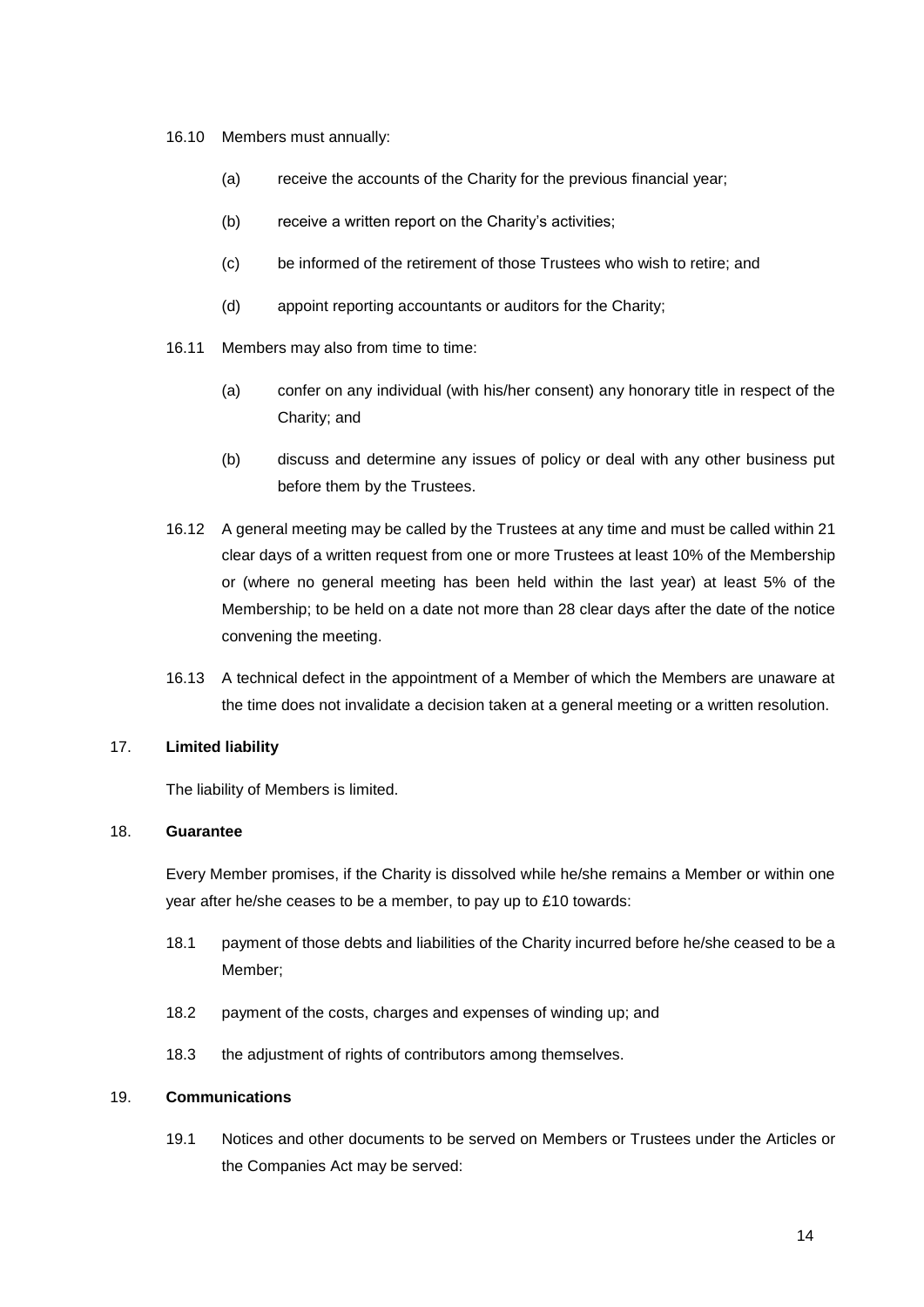16.10 Members must annually:

(a) receive the accounts of the Charity for the previous financial year;

(b) receive a written report on the Charity's activities;

(c) be informed of the retirement of those Trustees who wish to retire; and

(d) appoint reporting accountants or auditors for the Charity;

16.11 Members may also from time to time:

(a) confer on any individual (with his/her consent) any honorary title in respect of the Charity; and

(b) discuss and determine any issues of policy or deal with any other business put before them by the Trustees.

16.12 A general meeting may be called by the Trustees at any time and must be called within 21 clear days of a written request from one or more Trustees at least 10% of the Membership or (where no general meeting has been held within the last year) at least 5% of the Membership; to be held on a date not more than 28 clear days after the date of the notice convening the meeting.

16.13 A technical defect in the appointment of a Member of which the Members are unaware at the time does not invalidate a decision taken at a general meeting or a written resolution.

## 17. **Limited liability**

The liability of Members is limited.

## 18. **Guarantee**

Every Member promises, if the Charity is dissolved while he/she remains a Member or within one year after he/she ceases to be a member, to pay up to £10 towards:

18.1 payment of those debts and liabilities of the Charity incurred before he/she ceased to be a Member;

18.2 payment of the costs, charges and expenses of winding up; and

18.3 the adjustment of rights of contributors among themselves.

## 19. **Communications**

19.1 Notices and other documents to be served on Members or Trustees under the Articles or the Companies Act may be served: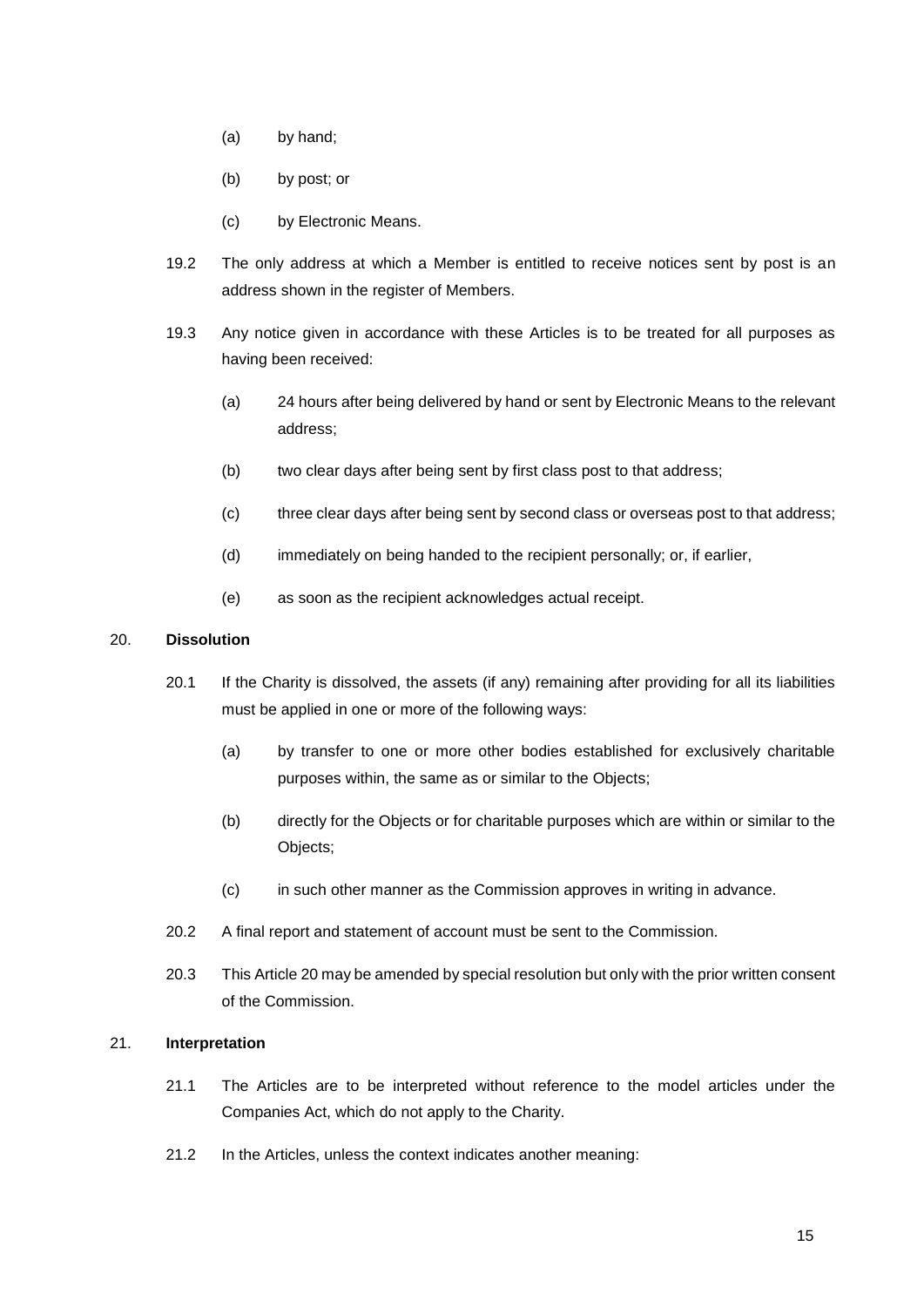(a) by hand;

(b) by post; or

(c) by Electronic Means.

19.2 The only address at which a Member is entitled to receive notices sent by post is an address shown in the register of Members.

19.3 Any notice given in accordance with these Articles is to be treated for all purposes as having been received:

(a) 24 hours after being delivered by hand or sent by Electronic Means to the relevant address;

(b) two clear days after being sent by first class post to that address;

(c) three clear days after being sent by second class or overseas post to that address;

(d) immediately on being handed to the recipient personally; or, if earlier,

(e) as soon as the recipient acknowledges actual receipt.

20. **Dissolution**

20.1 If the Charity is dissolved, the assets (if any) remaining after providing for all its liabilities must be applied in one or more of the following ways:

(a) by transfer to one or more other bodies established for exclusively charitable purposes within, the same as or similar to the Objects;

(b) directly for the Objects or for charitable purposes which are within or similar to the Objects;

(c) in such other manner as the Commission approves in writing in advance.

20.2 A final report and statement of account must be sent to the Commission.

20.3 This Article 20 may be amended by special resolution but only with the prior written consent of the Commission.

21. **Interpretation**

21.1 The Articles are to be interpreted without reference to the model articles under the Companies Act, which do not apply to the Charity.

21.2 In the Articles, unless the context indicates another meaning: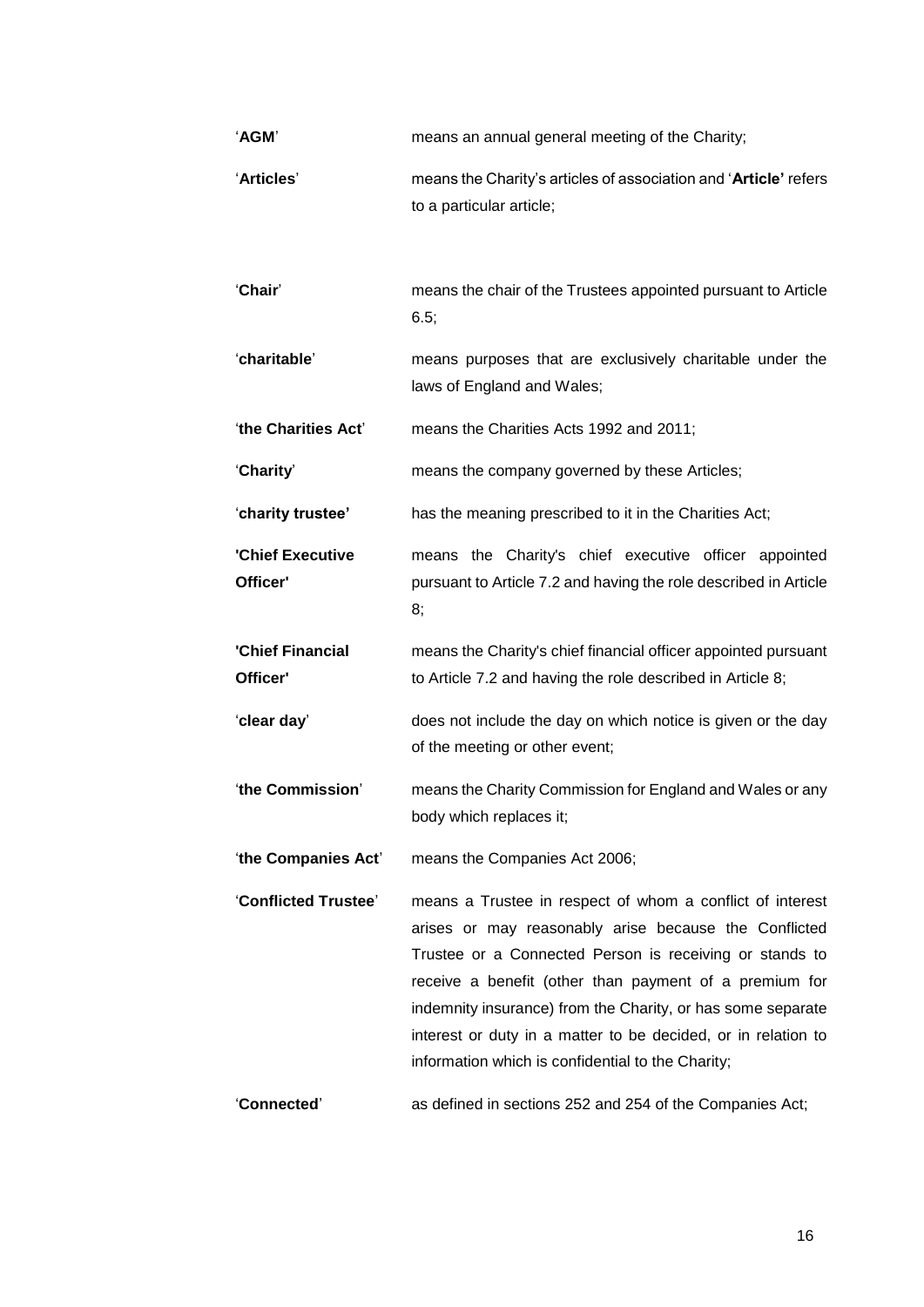| | |
|---|---|
| '**AGM**' | means an annual general meeting of the Charity; |
| '**Articles**' | means the Charity's articles of association and '**Article'** refers to a particular article; |
| '**Chair**' | means the chair of the Trustees appointed pursuant to Article 6.5; |
| '**charitable**' | means purposes that are exclusively charitable under the laws of England and Wales; |
| '**the Charities Act**' | means the Charities Acts 1992 and 2011; |
| '**Charity**' | means the company governed by these Articles; |
| '**charity trustee'** | has the meaning prescribed to it in the Charities Act; |
| **'Chief Executive Officer'** | means the Charity's chief executive officer appointed pursuant to Article 7.2 and having the role described in Article 8; |
| **'Chief Financial Officer'** | means the Charity's chief financial officer appointed pursuant to Article 7.2 and having the role described in Article 8; |
| '**clear day**' | does not include the day on which notice is given or the day of the meeting or other event; |
| '**the Commission**' | means the Charity Commission for England and Wales or any body which replaces it; |
| '**the Companies Act**' | means the Companies Act 2006; |
| '**Conflicted Trustee**' | means a Trustee in respect of whom a conflict of interest arises or may reasonably arise because the Conflicted Trustee or a Connected Person is receiving or stands to receive a benefit (other than payment of a premium for indemnity insurance) from the Charity, or has some separate interest or duty in a matter to be decided, or in relation to information which is confidential to the Charity; |
| '**Connected**' | as defined in sections 252 and 254 of the Companies Act; |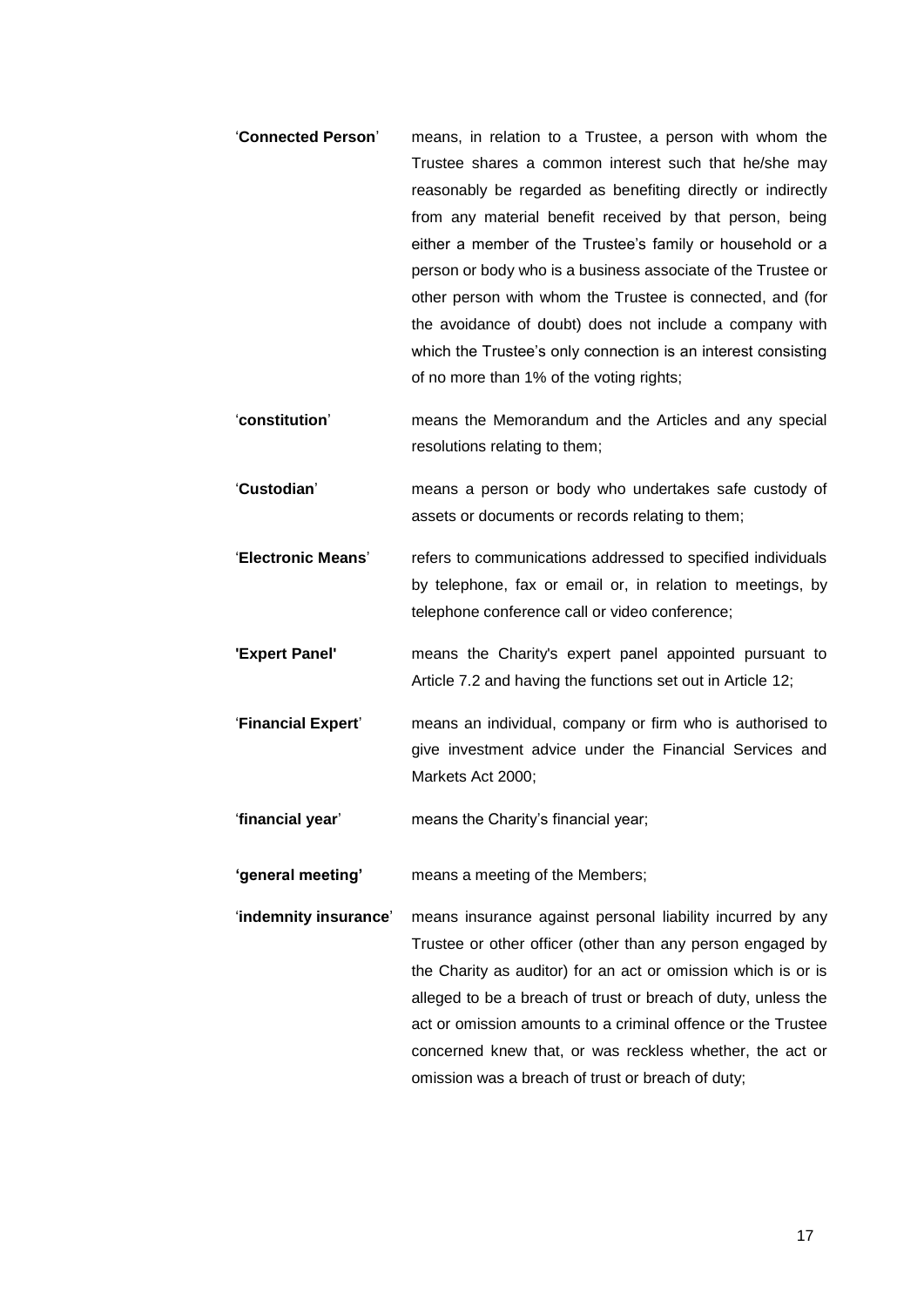'**Connected Person**' means, in relation to a Trustee, a person with whom the Trustee shares a common interest such that he/she may reasonably be regarded as benefiting directly or indirectly from any material benefit received by that person, being either a member of the Trustee's family or household or a person or body who is a business associate of the Trustee or other person with whom the Trustee is connected, and (for the avoidance of doubt) does not include a company with which the Trustee's only connection is an interest consisting of no more than 1% of the voting rights;

'**constitution**' means the Memorandum and the Articles and any special resolutions relating to them;

'**Custodian**' means a person or body who undertakes safe custody of assets or documents or records relating to them;

'**Electronic Means**' refers to communications addressed to specified individuals by telephone, fax or email or, in relation to meetings, by telephone conference call or video conference;

**'Expert Panel'** means the Charity's expert panel appointed pursuant to Article 7.2 and having the functions set out in Article 12;

'**Financial Expert**' means an individual, company or firm who is authorised to give investment advice under the Financial Services and Markets Act 2000;

'**financial year**' means the Charity's financial year;

**'general meeting'** means a meeting of the Members;

'**indemnity insurance**' means insurance against personal liability incurred by any Trustee or other officer (other than any person engaged by the Charity as auditor) for an act or omission which is or is alleged to be a breach of trust or breach of duty, unless the act or omission amounts to a criminal offence or the Trustee concerned knew that, or was reckless whether, the act or omission was a breach of trust or breach of duty;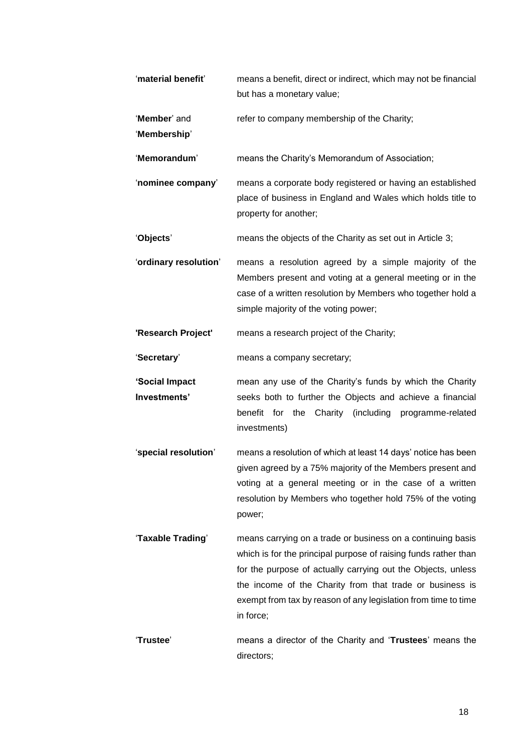| | |
|---|---|
| '**material benefit**' | means a benefit, direct or indirect, which may not be financial but has a monetary value; |
| '**Member**' and '**Membership**' | refer to company membership of the Charity; |
| '**Memorandum**' | means the Charity's Memorandum of Association; |
| '**nominee company**' | means a corporate body registered or having an established place of business in England and Wales which holds title to property for another; |
| '**Objects**' | means the objects of the Charity as set out in Article 3; |
| '**ordinary resolution**' | means a resolution agreed by a simple majority of the Members present and voting at a general meeting or in the case of a written resolution by Members who together hold a simple majority of the voting power; |
| **'Research Project'** | means a research project of the Charity; |
| '**Secretary**' | means a company secretary; |
| **'Social Impact Investments'** | mean any use of the Charity's funds by which the Charity seeks both to further the Objects and achieve a financial benefit for the Charity (including programme-related investments) |
| '**special resolution**' | means a resolution of which at least 14 days' notice has been given agreed by a 75% majority of the Members present and voting at a general meeting or in the case of a written resolution by Members who together hold 75% of the voting power; |
| '**Taxable Trading**' | means carrying on a trade or business on a continuing basis which is for the principal purpose of raising funds rather than for the purpose of actually carrying out the Objects, unless the income of the Charity from that trade or business is exempt from tax by reason of any legislation from time to time in force; |
| '**Trustee**' | means a director of the Charity and '**Trustees**' means the directors; |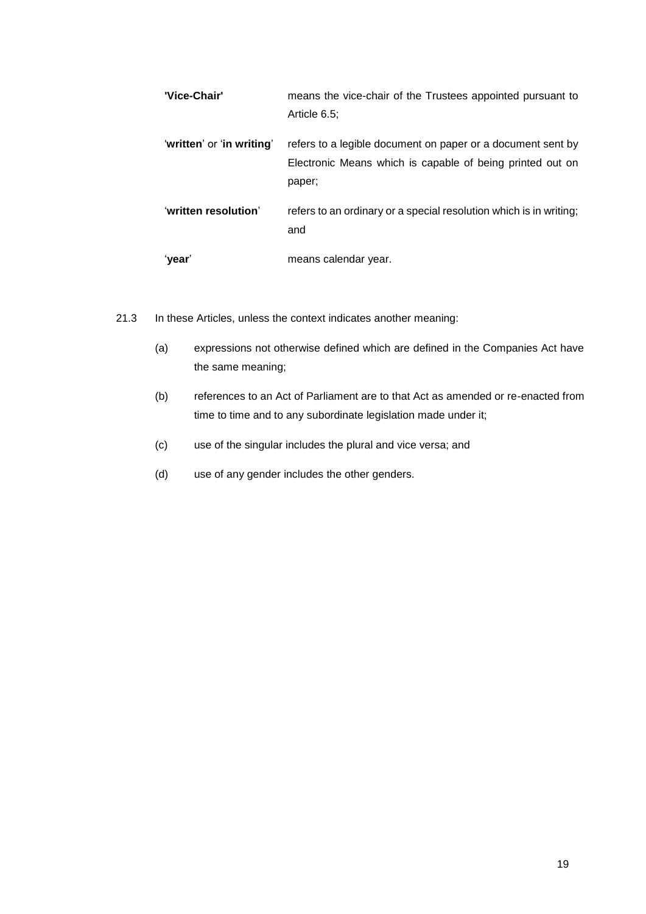| | |
|---|---|
| **'Vice-Chair'** | means the vice-chair of the Trustees appointed pursuant to Article 6.5; |
| '**written**' or '**in writing**' | refers to a legible document on paper or a document sent by Electronic Means which is capable of being printed out on paper; |
| '**written resolution**' | refers to an ordinary or a special resolution which is in writing; and |
| '**year**' | means calendar year. |

21.3 In these Articles, unless the context indicates another meaning:

(a) expressions not otherwise defined which are defined in the Companies Act have the same meaning;

(b) references to an Act of Parliament are to that Act as amended or re-enacted from time to time and to any subordinate legislation made under it;

(c) use of the singular includes the plural and vice versa; and

(d) use of any gender includes the other genders.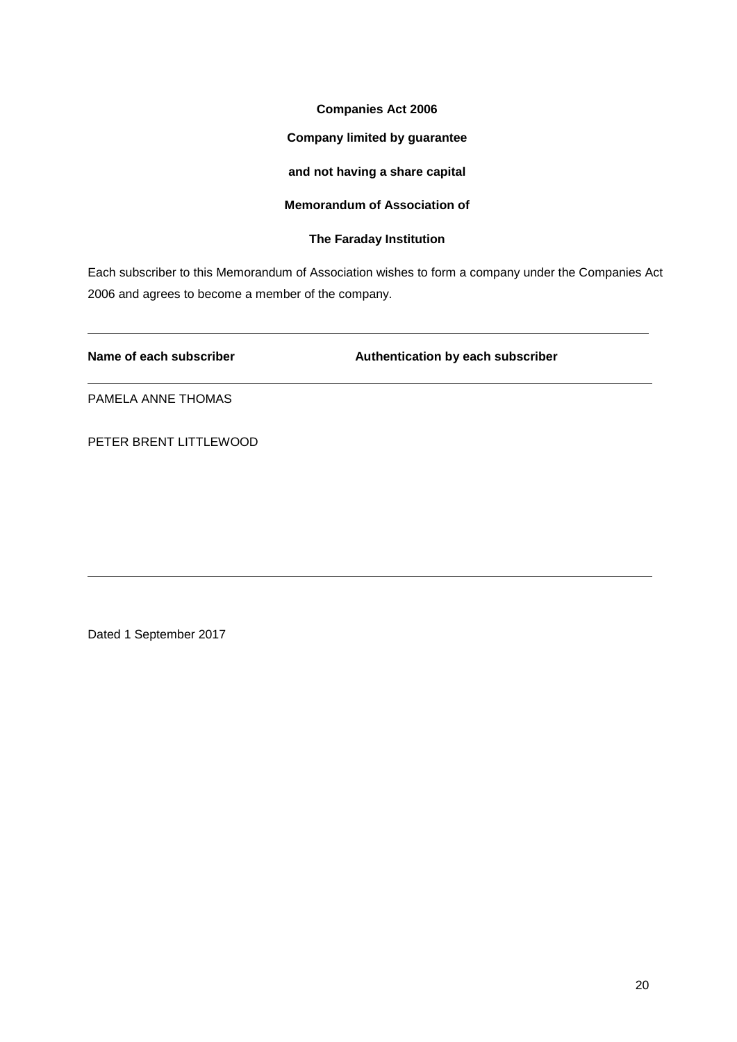**Companies Act 2006**

**Company limited by guarantee**

**and not having a share capital**

**Memorandum of Association of**

**The Faraday Institution**

Each subscriber to this Memorandum of Association wishes to form a company under the Companies Act 2006 and agrees to become a member of the company.

| Name of each subscriber | Authentication by each subscriber |
| --- | --- |
| PAMELA ANNE THOMAS | |
| PETER BRENT LITTLEWOOD | |

Dated 1 September 2017